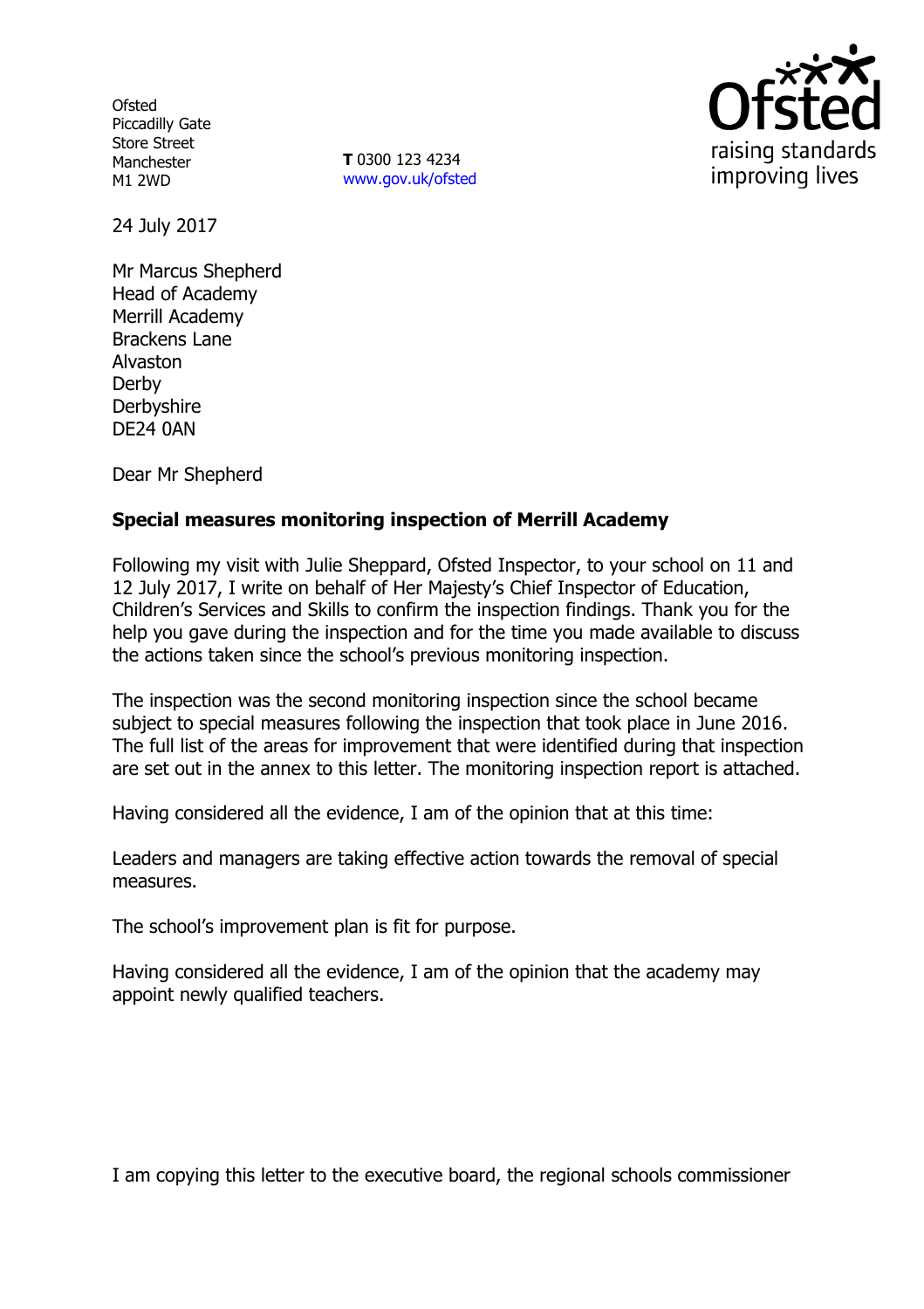Ofsted
Piccadilly Gate
Store Street
Manchester
M1 2WD

**T** 0300 123 4234
www.gov.uk/ofsted

24 July 2017

Mr Marcus Shepherd
Head of Academy
Merrill Academy
Brackens Lane
Alvaston
Derby
Derbyshire
DE24 0AN

Dear Mr Shepherd

**Special measures monitoring inspection of Merrill Academy**

Following my visit with Julie Sheppard, Ofsted Inspector, to your school on 11 and 12 July 2017, I write on behalf of Her Majesty's Chief Inspector of Education, Children's Services and Skills to confirm the inspection findings. Thank you for the help you gave during the inspection and for the time you made available to discuss the actions taken since the school's previous monitoring inspection.

The inspection was the second monitoring inspection since the school became subject to special measures following the inspection that took place in June 2016. The full list of the areas for improvement that were identified during that inspection are set out in the annex to this letter. The monitoring inspection report is attached.

Having considered all the evidence, I am of the opinion that at this time:

Leaders and managers are taking effective action towards the removal of special measures.

The school's improvement plan is fit for purpose.

Having considered all the evidence, I am of the opinion that the academy may appoint newly qualified teachers.

I am copying this letter to the executive board, the regional schools commissioner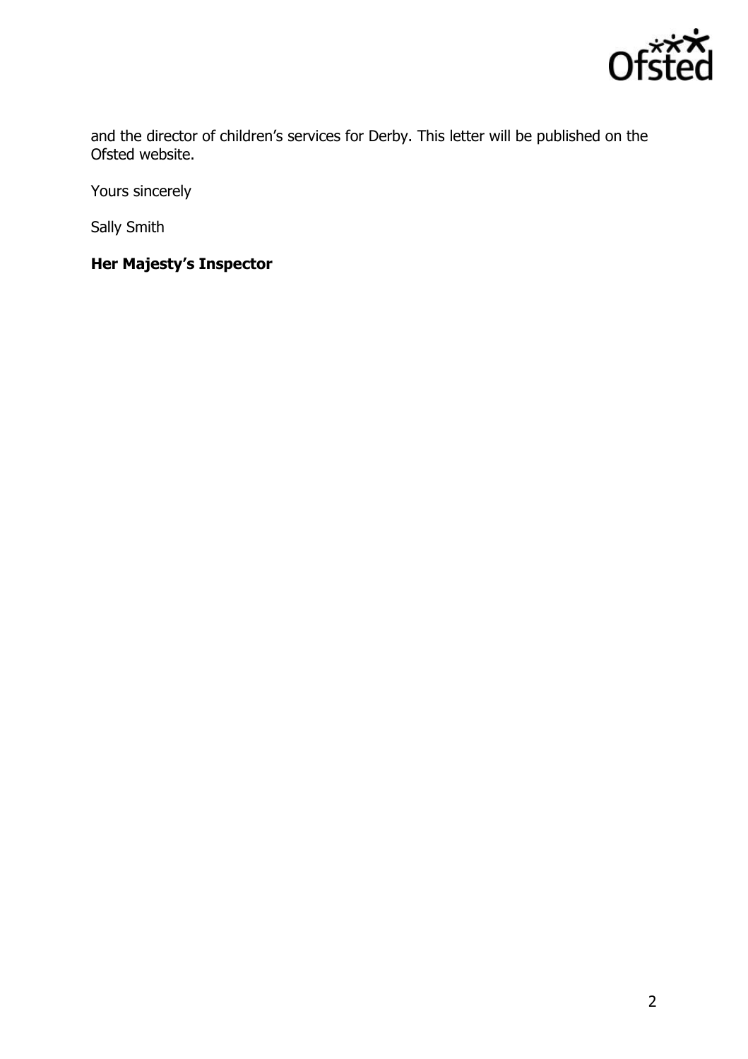and the director of children's services for Derby. This letter will be published on the Ofsted website.

Yours sincerely

Sally Smith

**Her Majesty's Inspector**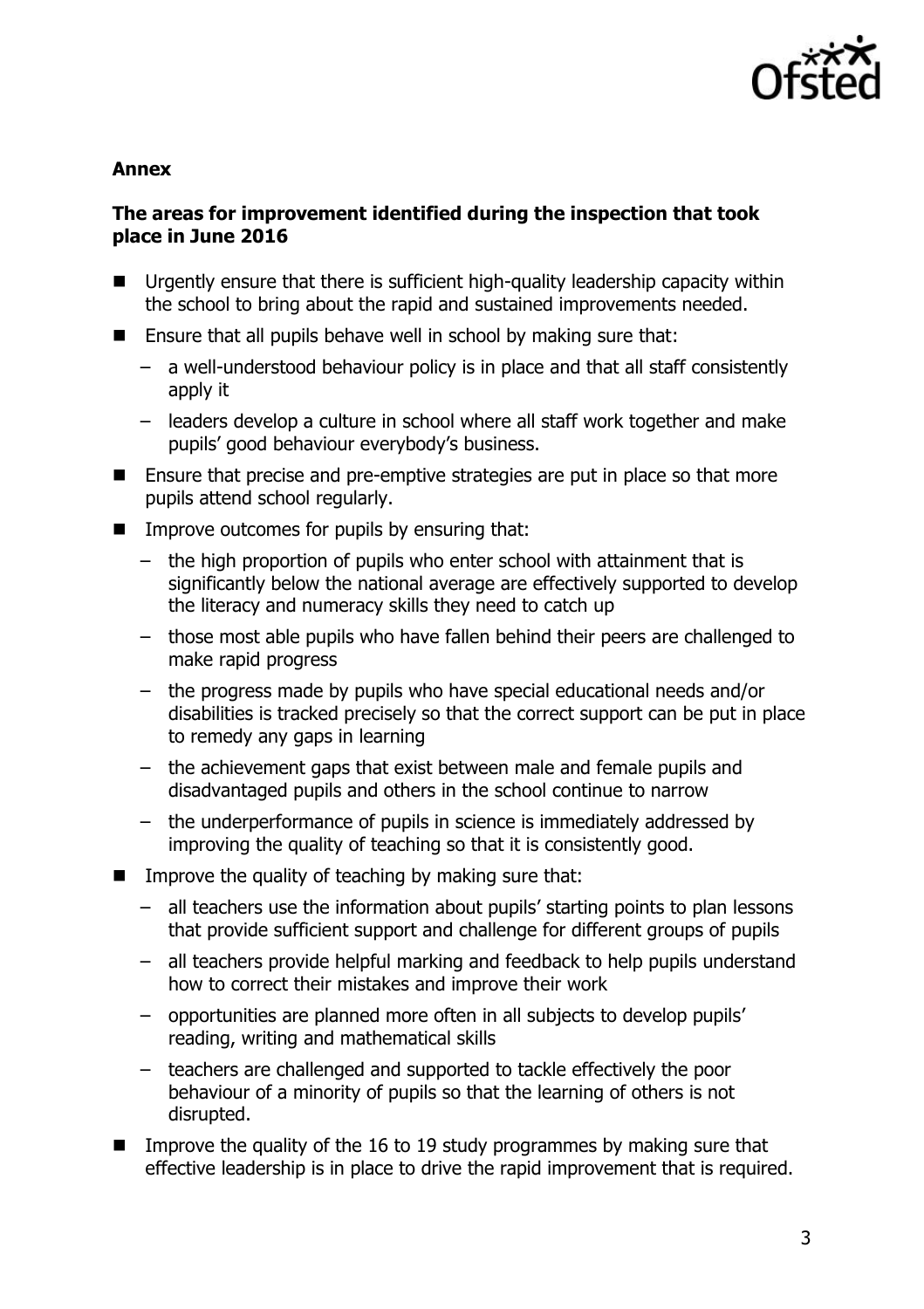**Annex**

**The areas for improvement identified during the inspection that took place in June 2016**

- Urgently ensure that there is sufficient high-quality leadership capacity within the school to bring about the rapid and sustained improvements needed.
- Ensure that all pupils behave well in school by making sure that:
  - a well-understood behaviour policy is in place and that all staff consistently apply it
  - leaders develop a culture in school where all staff work together and make pupils' good behaviour everybody's business.
- Ensure that precise and pre-emptive strategies are put in place so that more pupils attend school regularly.
- Improve outcomes for pupils by ensuring that:
  - the high proportion of pupils who enter school with attainment that is significantly below the national average are effectively supported to develop the literacy and numeracy skills they need to catch up
  - those most able pupils who have fallen behind their peers are challenged to make rapid progress
  - the progress made by pupils who have special educational needs and/or disabilities is tracked precisely so that the correct support can be put in place to remedy any gaps in learning
  - the achievement gaps that exist between male and female pupils and disadvantaged pupils and others in the school continue to narrow
  - the underperformance of pupils in science is immediately addressed by improving the quality of teaching so that it is consistently good.
- Improve the quality of teaching by making sure that:
  - all teachers use the information about pupils' starting points to plan lessons that provide sufficient support and challenge for different groups of pupils
  - all teachers provide helpful marking and feedback to help pupils understand how to correct their mistakes and improve their work
  - opportunities are planned more often in all subjects to develop pupils' reading, writing and mathematical skills
  - teachers are challenged and supported to tackle effectively the poor behaviour of a minority of pupils so that the learning of others is not disrupted.
- Improve the quality of the 16 to 19 study programmes by making sure that effective leadership is in place to drive the rapid improvement that is required.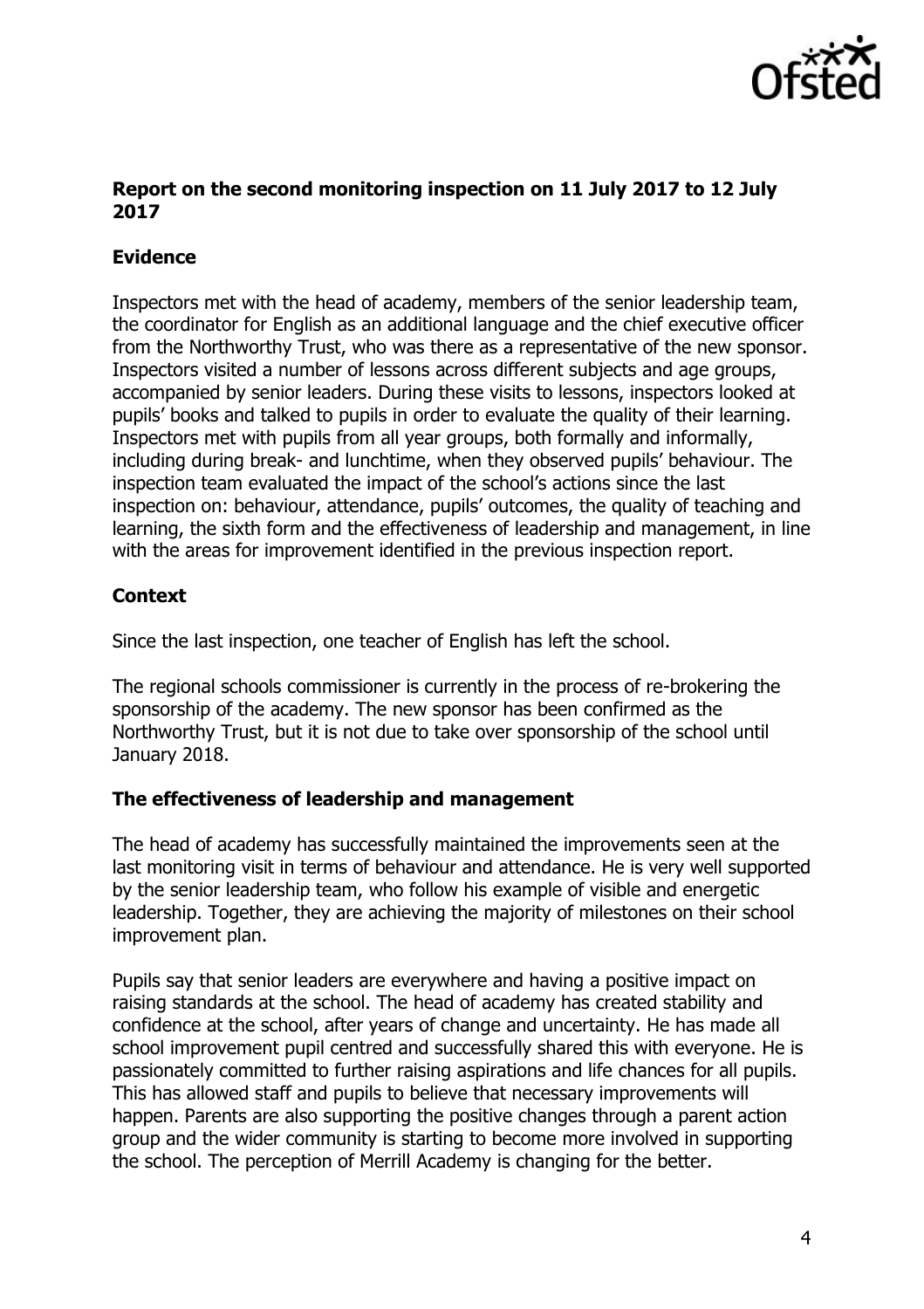## Report on the second monitoring inspection on 11 July 2017 to 12 July 2017

### Evidence

Inspectors met with the head of academy, members of the senior leadership team, the coordinator for English as an additional language and the chief executive officer from the Northworthy Trust, who was there as a representative of the new sponsor. Inspectors visited a number of lessons across different subjects and age groups, accompanied by senior leaders. During these visits to lessons, inspectors looked at pupils' books and talked to pupils in order to evaluate the quality of their learning. Inspectors met with pupils from all year groups, both formally and informally, including during break- and lunchtime, when they observed pupils' behaviour. The inspection team evaluated the impact of the school's actions since the last inspection on: behaviour, attendance, pupils' outcomes, the quality of teaching and learning, the sixth form and the effectiveness of leadership and management, in line with the areas for improvement identified in the previous inspection report.

### Context

Since the last inspection, one teacher of English has left the school.

The regional schools commissioner is currently in the process of re-brokering the sponsorship of the academy. The new sponsor has been confirmed as the Northworthy Trust, but it is not due to take over sponsorship of the school until January 2018.

### The effectiveness of leadership and management

The head of academy has successfully maintained the improvements seen at the last monitoring visit in terms of behaviour and attendance. He is very well supported by the senior leadership team, who follow his example of visible and energetic leadership. Together, they are achieving the majority of milestones on their school improvement plan.

Pupils say that senior leaders are everywhere and having a positive impact on raising standards at the school. The head of academy has created stability and confidence at the school, after years of change and uncertainty. He has made all school improvement pupil centred and successfully shared this with everyone. He is passionately committed to further raising aspirations and life chances for all pupils. This has allowed staff and pupils to believe that necessary improvements will happen. Parents are also supporting the positive changes through a parent action group and the wider community is starting to become more involved in supporting the school. The perception of Merrill Academy is changing for the better.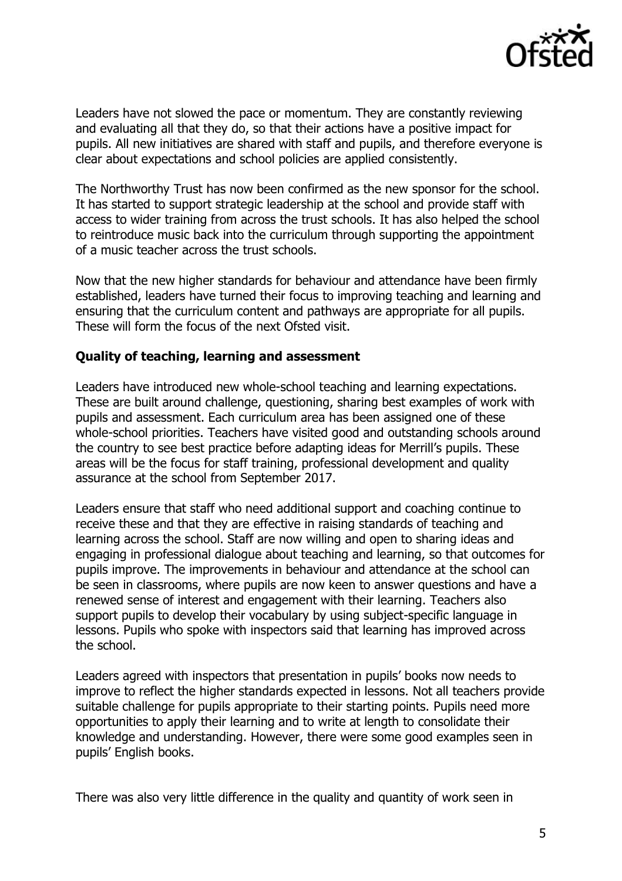Leaders have not slowed the pace or momentum. They are constantly reviewing and evaluating all that they do, so that their actions have a positive impact for pupils. All new initiatives are shared with staff and pupils, and therefore everyone is clear about expectations and school policies are applied consistently.

The Northworthy Trust has now been confirmed as the new sponsor for the school. It has started to support strategic leadership at the school and provide staff with access to wider training from across the trust schools. It has also helped the school to reintroduce music back into the curriculum through supporting the appointment of a music teacher across the trust schools.

Now that the new higher standards for behaviour and attendance have been firmly established, leaders have turned their focus to improving teaching and learning and ensuring that the curriculum content and pathways are appropriate for all pupils. These will form the focus of the next Ofsted visit.

### Quality of teaching, learning and assessment

Leaders have introduced new whole-school teaching and learning expectations. These are built around challenge, questioning, sharing best examples of work with pupils and assessment. Each curriculum area has been assigned one of these whole-school priorities. Teachers have visited good and outstanding schools around the country to see best practice before adapting ideas for Merrill's pupils. These areas will be the focus for staff training, professional development and quality assurance at the school from September 2017.

Leaders ensure that staff who need additional support and coaching continue to receive these and that they are effective in raising standards of teaching and learning across the school. Staff are now willing and open to sharing ideas and engaging in professional dialogue about teaching and learning, so that outcomes for pupils improve. The improvements in behaviour and attendance at the school can be seen in classrooms, where pupils are now keen to answer questions and have a renewed sense of interest and engagement with their learning. Teachers also support pupils to develop their vocabulary by using subject-specific language in lessons. Pupils who spoke with inspectors said that learning has improved across the school.

Leaders agreed with inspectors that presentation in pupils' books now needs to improve to reflect the higher standards expected in lessons. Not all teachers provide suitable challenge for pupils appropriate to their starting points. Pupils need more opportunities to apply their learning and to write at length to consolidate their knowledge and understanding. However, there were some good examples seen in pupils' English books.

There was also very little difference in the quality and quantity of work seen in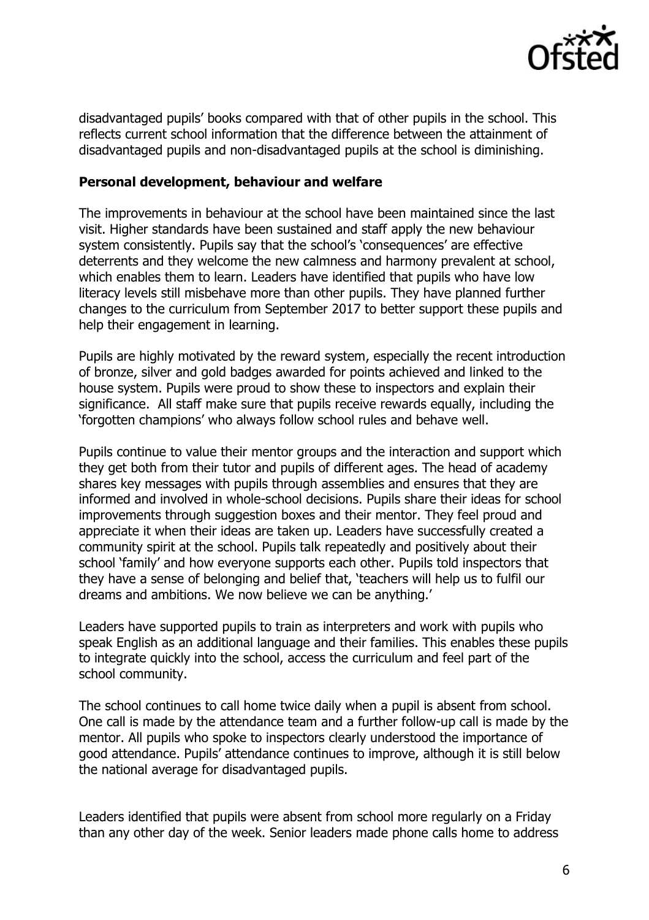disadvantaged pupils' books compared with that of other pupils in the school. This reflects current school information that the difference between the attainment of disadvantaged pupils and non-disadvantaged pupils at the school is diminishing.

**Personal development, behaviour and welfare**

The improvements in behaviour at the school have been maintained since the last visit. Higher standards have been sustained and staff apply the new behaviour system consistently. Pupils say that the school's 'consequences' are effective deterrents and they welcome the new calmness and harmony prevalent at school, which enables them to learn. Leaders have identified that pupils who have low literacy levels still misbehave more than other pupils. They have planned further changes to the curriculum from September 2017 to better support these pupils and help their engagement in learning.

Pupils are highly motivated by the reward system, especially the recent introduction of bronze, silver and gold badges awarded for points achieved and linked to the house system. Pupils were proud to show these to inspectors and explain their significance. All staff make sure that pupils receive rewards equally, including the 'forgotten champions' who always follow school rules and behave well.

Pupils continue to value their mentor groups and the interaction and support which they get both from their tutor and pupils of different ages. The head of academy shares key messages with pupils through assemblies and ensures that they are informed and involved in whole-school decisions. Pupils share their ideas for school improvements through suggestion boxes and their mentor. They feel proud and appreciate it when their ideas are taken up. Leaders have successfully created a community spirit at the school. Pupils talk repeatedly and positively about their school 'family' and how everyone supports each other. Pupils told inspectors that they have a sense of belonging and belief that, 'teachers will help us to fulfil our dreams and ambitions. We now believe we can be anything.'

Leaders have supported pupils to train as interpreters and work with pupils who speak English as an additional language and their families. This enables these pupils to integrate quickly into the school, access the curriculum and feel part of the school community.

The school continues to call home twice daily when a pupil is absent from school. One call is made by the attendance team and a further follow-up call is made by the mentor. All pupils who spoke to inspectors clearly understood the importance of good attendance. Pupils' attendance continues to improve, although it is still below the national average for disadvantaged pupils.

Leaders identified that pupils were absent from school more regularly on a Friday than any other day of the week. Senior leaders made phone calls home to address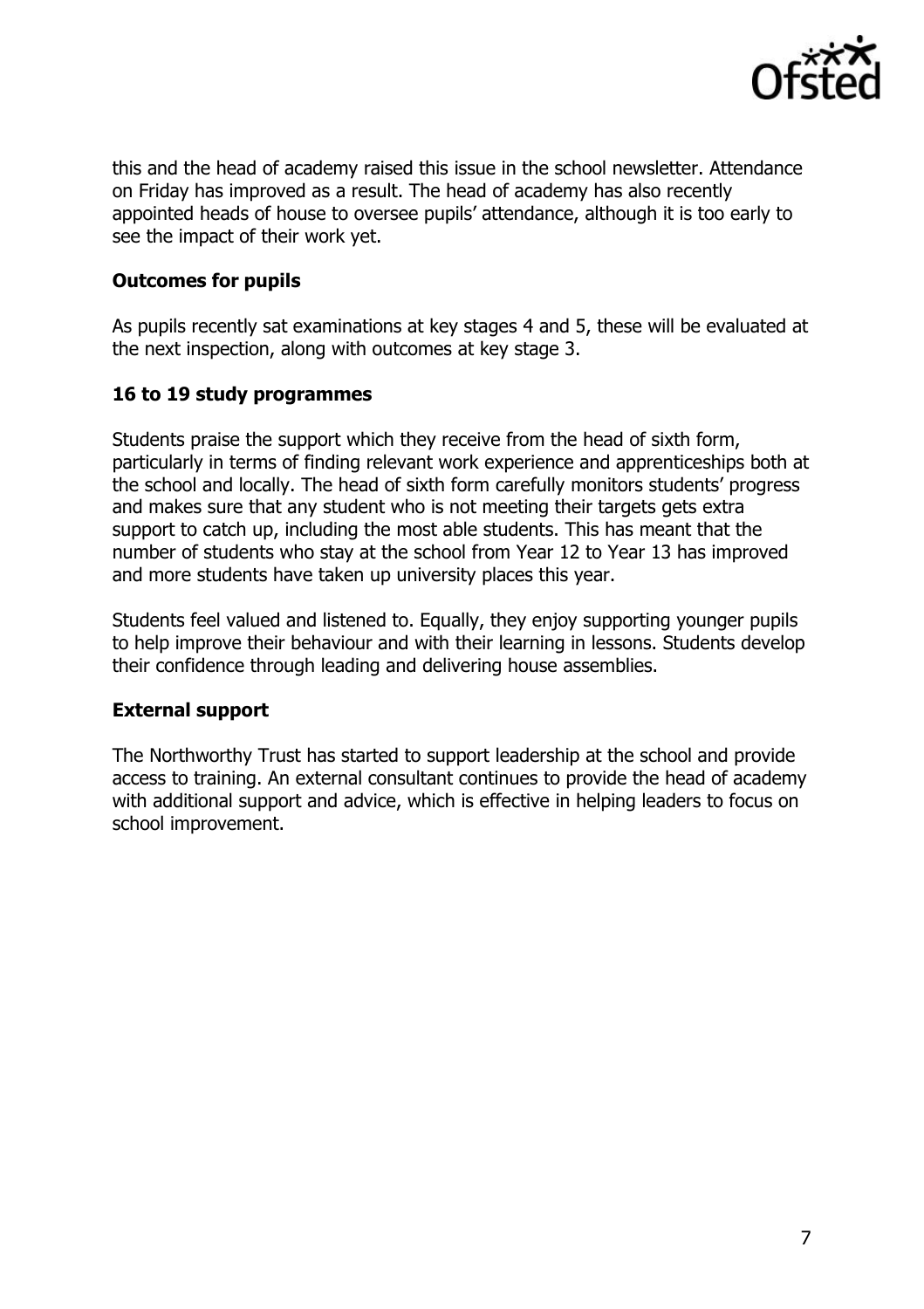this and the head of academy raised this issue in the school newsletter. Attendance on Friday has improved as a result. The head of academy has also recently appointed heads of house to oversee pupils' attendance, although it is too early to see the impact of their work yet.

### Outcomes for pupils

As pupils recently sat examinations at key stages 4 and 5, these will be evaluated at the next inspection, along with outcomes at key stage 3.

### 16 to 19 study programmes

Students praise the support which they receive from the head of sixth form, particularly in terms of finding relevant work experience and apprenticeships both at the school and locally. The head of sixth form carefully monitors students' progress and makes sure that any student who is not meeting their targets gets extra support to catch up, including the most able students. This has meant that the number of students who stay at the school from Year 12 to Year 13 has improved and more students have taken up university places this year.

Students feel valued and listened to. Equally, they enjoy supporting younger pupils to help improve their behaviour and with their learning in lessons. Students develop their confidence through leading and delivering house assemblies.

### External support

The Northworthy Trust has started to support leadership at the school and provide access to training. An external consultant continues to provide the head of academy with additional support and advice, which is effective in helping leaders to focus on school improvement.